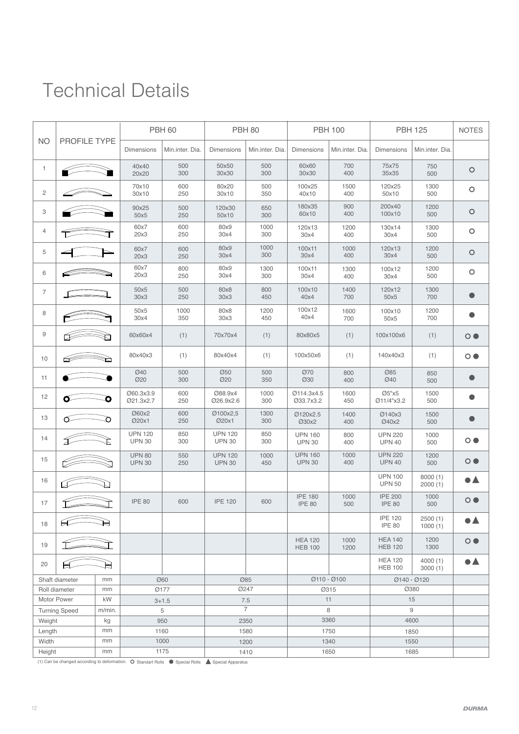# Technical Details

| NO | PROFILE TYPE | PBH 60 | | PBH 80 | | PBH 100 | | PBH 125 | | NOTES |
|---|---|---|---|---|---|---|---|---|---|---|
| | | Dimensions | Min.inter. Dia. | Dimensions | Min.inter. Dia. | Dimensions | Min.inter. Dia. | Dimensions | Min.inter. Dia. | |
| 1 | | 40x40<br>20x20 | 500<br>300 | 50x50<br>30x30 | 500<br>300 | 60x60<br>30x30 | 700<br>400 | 75x75<br>35x35 | 750<br>500 | ○ |
| 2 | | 70x10<br>30x10 | 600<br>250 | 80x20<br>30x10 | 500<br>350 | 100x25<br>40x10 | 1500<br>400 | 120x25<br>50x10 | 1300<br>500 | ○ |
| 3 | | 90x25<br>50x5 | 500<br>250 | 120x30<br>50x10 | 650<br>300 | 180x35<br>60x10 | 900<br>400 | 200x40<br>100x10 | 1200<br>500 | ○ |
| 4 | | 60x7<br>20x3 | 600<br>250 | 80x9<br>30x4 | 1000<br>300 | 120x13<br>30x4 | 1200<br>400 | 130x14<br>30x4 | 1300<br>500 | ○ |
| 5 | | 60x7<br>20x3 | 600<br>250 | 80x9<br>30x4 | 1000<br>300 | 100x11<br>30x4 | 1000<br>400 | 120x13<br>30x4 | 1200<br>500 | ○ |
| 6 | | 60x7<br>20x3 | 800<br>250 | 80x9<br>30x4 | 1300<br>300 | 100x11<br>30x4 | 1300<br>400 | 100x12<br>30x4 | 1200<br>500 | ○ |
| 7 | | 50x5<br>30x3 | 500<br>250 | 80x8<br>30x3 | 800<br>450 | 100x10<br>40x4 | 1400<br>700 | 120x12<br>50x5 | 1300<br>700 | ● |
| 8 | | 50x5<br>30x4 | 1000<br>350 | 80x8<br>30x3 | 1200<br>450 | 100x12<br>40x4 | 1600<br>700 | 100x10<br>50x5 | 1200<br>700 | ● |
| 9 | | 60x60x4 | (1) | 70x70x4 | (1) | 80x80x5 | (1) | 100x100x6 | (1) | ○ ● |
| 10 | | 80x40x3 | (1) | 80x40x4 | (1) | 100x50x6 | (1) | 140x40x3 | (1) | ○ ● |
| 11 | | Ø40<br>Ø20 | 500<br>300 | Ø50<br>Ø20 | 500<br>350 | Ø70<br>Ø30 | 800<br>400 | Ø85<br>Ø40 | 850<br>500 | ● |
| 12 | | Ø60.3x3.9<br>Ø21.3x2.7 | 600<br>250 | Ø88.9x4<br>Ø26.9x2.6 | 1000<br>300 | Ø114.3x4.5<br>Ø33.7x3.2 | 1600<br>450 | Ø5"x5<br>Ø11/4"x3.2 | 1500<br>500 | ● |
| 13 | | Ø60x2<br>Ø20x1 | 600<br>250 | Ø100x2,5<br>Ø20x1 | 1300<br>300 | Ø120x2.5<br>Ø30x2 | 1400<br>400 | Ø140x3<br>Ø40x2 | 1500<br>500 | ● |
| 14 | | UPN 120<br>UPN 30 | 850<br>300 | UPN 120<br>UPN 30 | 850<br>300 | UPN 160<br>UPN 30 | 800<br>400 | UPN 220<br>UPN 40 | 1000<br>500 | ○ ● |
| 15 | | UPN 80<br>UPN 30 | 550<br>250 | UPN 120<br>UPN 30 | 1000<br>450 | UPN 160<br>UPN 30 | 1000<br>400 | UPN 220<br>UPN 40 | 1200<br>500 | ○ ● |
| 16 | | | | | | | | UPN 100<br>UPN 50 | 8000 (1)<br>2000 (1) | ● ▲ |
| 17 | | IPE 80 | 600 | IPE 120 | 600 | IPE 180<br>IPE 80 | 1000<br>500 | IPE 200<br>IPE 80 | 1000<br>500 | ○ ● |
| 18 | | | | | | | | IPE 120<br>IPE 80 | 2500 (1)<br>1000 (1) | ● ▲ |
| 19 | | | | | | HEA 120<br>HEB 100 | 1000<br>1200 | HEA 140<br>HEB 120 | 1200<br>1300 | ○ ● |
| 20 | | | | | | | | HEA 120<br>HEB 100 | 4000 (1)<br>3000 (1) | ● ▲ |
| Shaft diameter | mm | Ø60 | | Ø85 | | Ø110 - Ø100 | | Ø140 - Ø120 | | |
| Roll diameter | mm | Ø177 | | Ø247 | | Ø315 | | Ø380 | | |
| Motor Power | kW | 3+1.5 | | 7.5 | | 11 | | 15 | | |
| Turning Speed | m/min. | 5 | | 7 | | 8 | | 9 | | |
| Weight | kg | 950 | | 2350 | | 3360 | | 4600 | | |
| Length | mm | 1160 | | 1580 | | 1750 | | 1850 | | |
| Width | mm | 1000 | | 1200 | | 1340 | | 1550 | | |
| Height | mm | 1175 | | 1410 | | 1650 | | 1685 | | |

(1) Can be changed according to deformation. ○ Standart Rolls ● Special Rolls ▲ Special Apparatus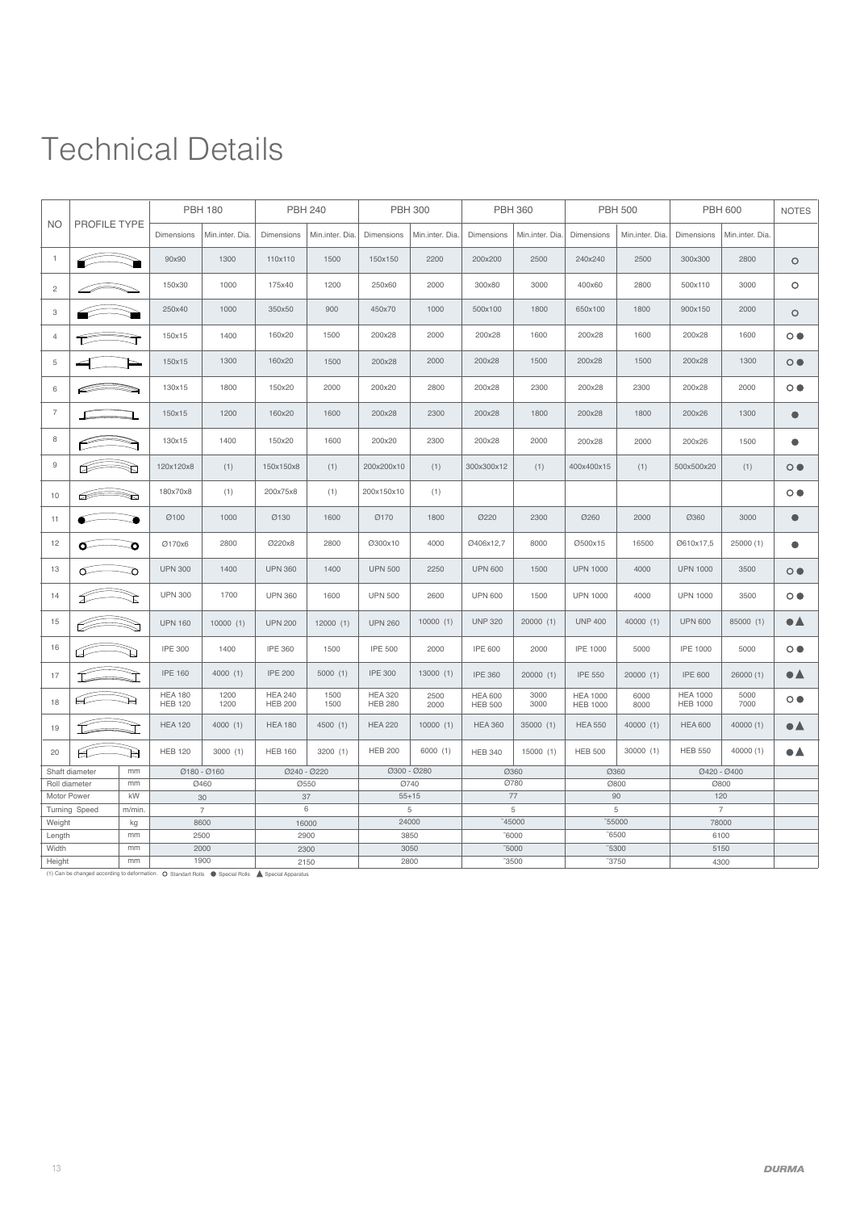# Technical Details

| NO | PROFILE TYPE | | PBH 180 | | PBH 240 | | PBH 300 | | PBH 360 | | PBH 500 | | PBH 600 | | NOTES |
|---|---|---|---|---|---|---|---|---|---|---|---|---|---|---|---|
| | | | Dimensions | Min.inter. Dia. | Dimensions | Min.inter. Dia. | Dimensions | Min.inter. Dia. | Dimensions | Min.inter. Dia. | Dimensions | Min.inter. Dia. | Dimensions | Min.inter. Dia. | |
| 1 | | | 90x90 | 1300 | 110x110 | 1500 | 150x150 | 2200 | 200x200 | 2500 | 240x240 | 2500 | 300x300 | 2800 | ○ |
| 2 | | | 150x30 | 1000 | 175x40 | 1200 | 250x60 | 2000 | 300x80 | 3000 | 400x60 | 2800 | 500x110 | 3000 | ○ |
| 3 | | | 250x40 | 1000 | 350x50 | 900 | 450x70 | 1000 | 500x100 | 1800 | 650x100 | 1800 | 900x150 | 2000 | ○ |
| 4 | | | 150x15 | 1400 | 160x20 | 1500 | 200x28 | 2000 | 200x28 | 1600 | 200x28 | 1600 | 200x28 | 1600 | ○ ● |
| 5 | | | 150x15 | 1300 | 160x20 | 1500 | 200x28 | 2000 | 200x28 | 1500 | 200x28 | 1500 | 200x28 | 1300 | ○ ● |
| 6 | | | 130x15 | 1800 | 150x20 | 2000 | 200x20 | 2800 | 200x28 | 2300 | 200x28 | 2300 | 200x28 | 2000 | ○ ● |
| 7 | | | 150x15 | 1200 | 160x20 | 1600 | 200x28 | 2300 | 200x28 | 1800 | 200x28 | 1800 | 200x26 | 1300 | ● |
| 8 | | | 130x15 | 1400 | 150x20 | 1600 | 200x20 | 2300 | 200x28 | 2000 | 200x28 | 2000 | 200x26 | 1500 | ● |
| 9 | | | 120x120x8 | (1) | 150x150x8 | (1) | 200x200x10 | (1) | 300x300x12 | (1) | 400x400x15 | (1) | 500x500x20 | (1) | ○ ● |
| 10 | | | 180x70x8 | (1) | 200x75x8 | (1) | 200x150x10 | (1) | | | | | | | ○ ● |
| 11 | | | Ø100 | 1000 | Ø130 | 1600 | Ø170 | 1800 | Ø220 | 2300 | Ø260 | 2000 | Ø360 | 3000 | ● |
| 12 | | | Ø170x6 | 2800 | Ø220x8 | 2800 | Ø300x10 | 4000 | Ø406x12,7 | 8000 | Ø500x15 | 16500 | Ø610x17,5 | 25000 (1) | ● |
| 13 | | | UPN 300 | 1400 | UPN 360 | 1400 | UPN 500 | 2250 | UPN 600 | 1500 | UPN 1000 | 4000 | UPN 1000 | 3500 | ○ ● |
| 14 | | | UPN 300 | 1700 | UPN 360 | 1600 | UPN 500 | 2600 | UPN 600 | 1500 | UPN 1000 | 4000 | UPN 1000 | 3500 | ○ ● |
| 15 | | | UPN 160 | 10000 (1) | UPN 200 | 12000 (1) | UPN 260 | 10000 (1) | UNP 320 | 20000 (1) | UNP 400 | 40000 (1) | UPN 600 | 85000 (1) | ● ▲ |
| 16 | | | IPE 300 | 1400 | IPE 360 | 1500 | IPE 500 | 2000 | IPE 600 | 2000 | IPE 1000 | 5000 | IPE 1000 | 5000 | ○ ● |
| 17 | | | IPE 160 | 4000 (1) | IPE 200 | 5000 (1) | IPE 300 | 13000 (1) | IPE 360 | 20000 (1) | IPE 550 | 20000 (1) | IPE 600 | 26000 (1) | ● ▲ |
| 18 | | | HEA 180<br>HEB 120 | 1200<br>1200 | HEA 240<br>HEB 200 | 1500<br>1500 | HEA 320<br>HEB 280 | 2500<br>2000 | HEA 600<br>HEB 500 | 3000<br>3000 | HEA 1000<br>HEB 1000 | 6000<br>8000 | HEA 1000<br>HEB 1000 | 5000<br>7000 | ○ ● |
| 19 | | | HEA 120 | 4000 (1) | HEA 180 | 4500 (1) | HEA 220 | 10000 (1) | HEA 360 | 35000 (1) | HEA 550 | 40000 (1) | HEA 600 | 40000 (1) | ● ▲ |
| 20 | | | HEB 120 | 3000 (1) | HEB 160 | 3200 (1) | HEB 200 | 6000 (1) | HEB 340 | 15000 (1) | HEB 500 | 30000 (1) | HEB 550 | 40000 (1) | ● ▲ |
| Shaft diameter | | mm | Ø180 - Ø160 | | Ø240 - Ø220 | | Ø300 - Ø280 | | Ø360 | | Ø360 | | Ø420 - Ø400 | | |
| Roll diameter | | mm | Ø460 | | Ø550 | | Ø740 | | Ø780 | | Ø800 | | Ø800 | | |
| Motor Power | | kW | 30 | | 37 | | 55+15 | | 77 | | 90 | | 120 | | |
| Turning Speed | | m/min. | 7 | | 6 | | 5 | | 5 | | 5 | | 7 | | |
| Weight | | kg | 8600 | | 16000 | | 24000 | | ~45000 | | ~55000 | | 78000 | | |
| Length | | mm | 2500 | | 2900 | | 3850 | | ~6000 | | ~6500 | | 6100 | | |
| Width | | mm | 2000 | | 2300 | | 3050 | | ~5000 | | ~5300 | | 5150 | | |
| Height | | mm | 1900 | | 2150 | | 2800 | | ~3500 | | ~3750 | | 4300 | | |

(1) Can be changed according to deformation. ○ Standart Rolls ● Special Rolls ▲ Special Apparatus